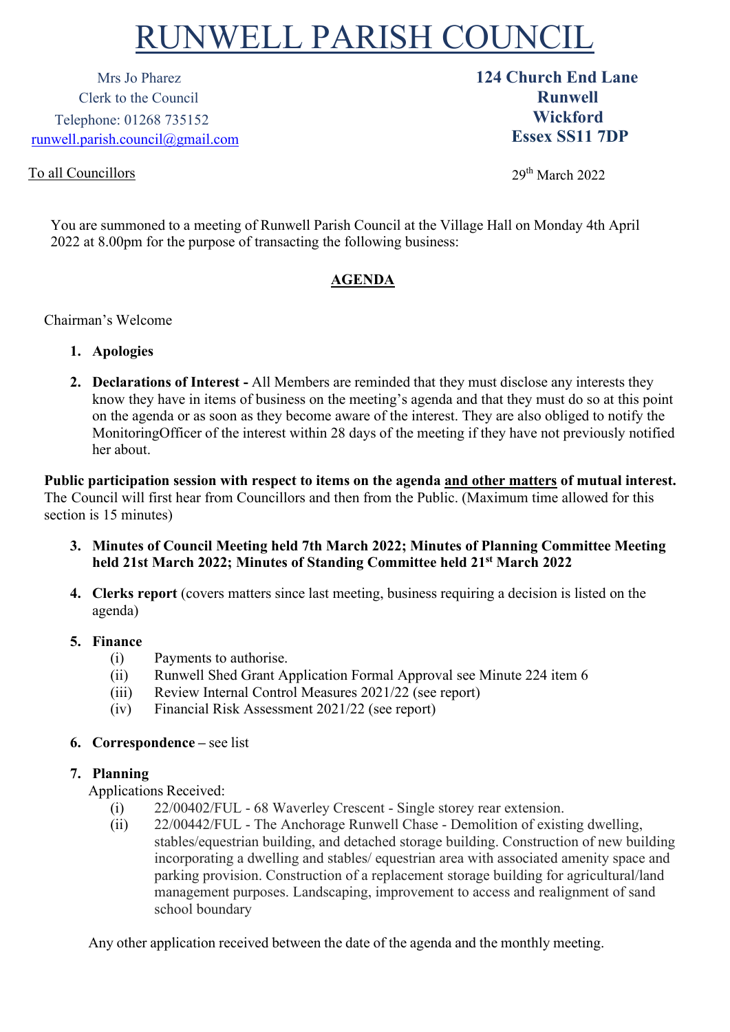# RUNWELL PARISH COUNCIL

Mrs Jo Pharez
Clerk to the Council
Telephone: 01268 735152
runwell.parish.council@gmail.com

**124 Church End Lane**
**Runwell**
**Wickford**
**Essex SS11 7DP**

To all Councillors

29th March 2022

You are summoned to a meeting of Runwell Parish Council at the Village Hall on Monday 4th April 2022 at 8.00pm for the purpose of transacting the following business:

## AGENDA

Chairman's Welcome

1. **Apologies**

2. **Declarations of Interest -** All Members are reminded that they must disclose any interests they know they have in items of business on the meeting's agenda and that they must do so at this point on the agenda or as soon as they become aware of the interest. They are also obliged to notify the MonitoringOfficer of the interest within 28 days of the meeting if they have not previously notified her about.

**Public participation session with respect to items on the agenda and other matters of mutual interest.** The Council will first hear from Councillors and then from the Public. (Maximum time allowed for this section is 15 minutes)

3. **Minutes of Council Meeting held 7th March 2022; Minutes of Planning Committee Meeting held 21st March 2022; Minutes of Standing Committee held 21st March 2022**

4. **Clerks report** (covers matters since last meeting, business requiring a decision is listed on the agenda)

5. **Finance**
   (i) Payments to authorise.
   (ii) Runwell Shed Grant Application Formal Approval see Minute 224 item 6
   (iii) Review Internal Control Measures 2021/22 (see report)
   (iv) Financial Risk Assessment 2021/22 (see report)

6. **Correspondence –** see list

7. **Planning**
   Applications Received:
   (i) 22/00402/FUL - 68 Waverley Crescent - Single storey rear extension.
   (ii) 22/00442/FUL - The Anchorage Runwell Chase - Demolition of existing dwelling, stables/equestrian building, and detached storage building. Construction of new building incorporating a dwelling and stables/ equestrian area with associated amenity space and parking provision. Construction of a replacement storage building for agricultural/land management purposes. Landscaping, improvement to access and realignment of sand school boundary

   Any other application received between the date of the agenda and the monthly meeting.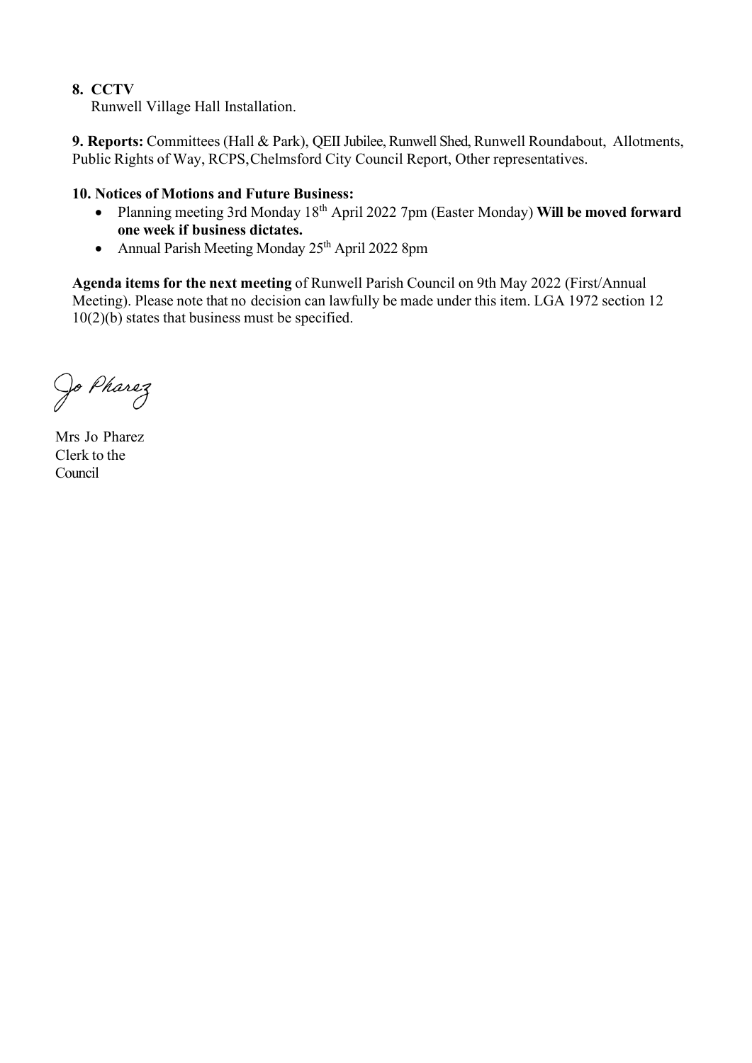**8. CCTV**

Runwell Village Hall Installation.

**9. Reports:** Committees (Hall & Park), QEII Jubilee, Runwell Shed, Runwell Roundabout, Allotments, Public Rights of Way, RCPS, Chelmsford City Council Report, Other representatives.

**10. Notices of Motions and Future Business:**

- Planning meeting 3rd Monday 18th April 2022 7pm (Easter Monday) **Will be moved forward one week if business dictates.**
- Annual Parish Meeting Monday 25th April 2022 8pm

**Agenda items for the next meeting** of Runwell Parish Council on 9th May 2022 (First/Annual Meeting). Please note that no decision can lawfully be made under this item. LGA 1972 section 12 10(2)(b) states that business must be specified.

Jo Pharez

Mrs Jo Pharez
Clerk to the
Council